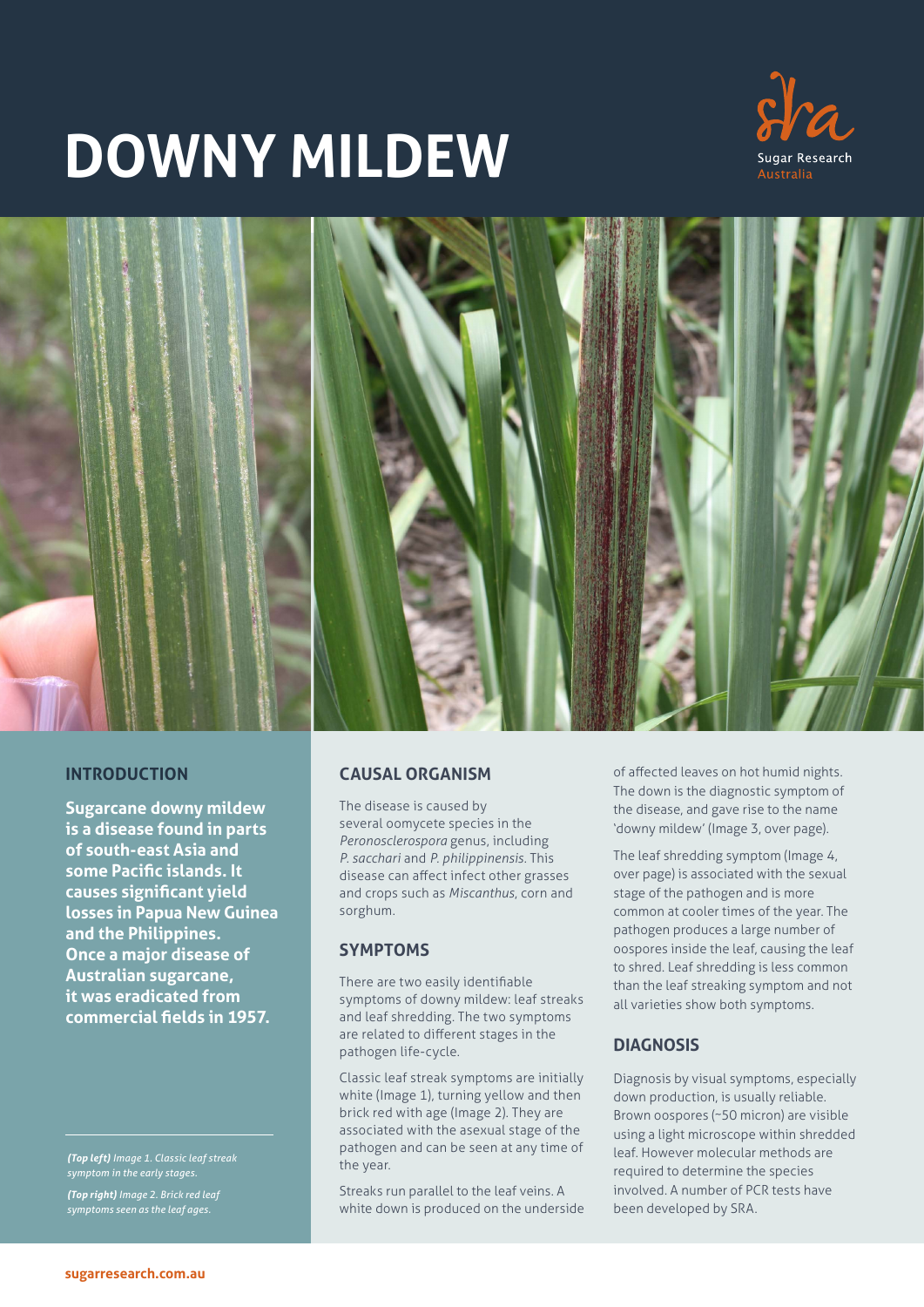# DOWNY MILDEW

Sugar Research Australia

## INTRODUCTION

**Sugarcane downy mildew is a disease found in parts of south-east Asia and some Pacific islands. It causes significant yield losses in Papua New Guinea and the Philippines. Once a major disease of Australian sugarcane, it was eradicated from commercial fields in 1957.**

***(Top left)*** *Image 1. Classic leaf streak symptom in the early stages.*

***(Top right)*** *Image 2. Brick red leaf symptoms seen as the leaf ages.*

## CAUSAL ORGANISM

The disease is caused by several oomycete species in the *Peronosclerospora* genus, including *P. sacchari* and *P. philippinensis*. This disease can affect infect other grasses and crops such as *Miscanthus*, corn and sorghum.

## SYMPTOMS

There are two easily identifiable symptoms of downy mildew: leaf streaks and leaf shredding. The two symptoms are related to different stages in the pathogen life-cycle.

Classic leaf streak symptoms are initially white (Image 1), turning yellow and then brick red with age (Image 2). They are associated with the asexual stage of the pathogen and can be seen at any time of the year.

Streaks run parallel to the leaf veins. A white down is produced on the underside of affected leaves on hot humid nights. The down is the diagnostic symptom of the disease, and gave rise to the name 'downy mildew' (Image 3, over page).

The leaf shredding symptom (Image 4, over page) is associated with the sexual stage of the pathogen and is more common at cooler times of the year. The pathogen produces a large number of oospores inside the leaf, causing the leaf to shred. Leaf shredding is less common than the leaf streaking symptom and not all varieties show both symptoms.

## DIAGNOSIS

Diagnosis by visual symptoms, especially down production, is usually reliable. Brown oospores (~50 micron) are visible using a light microscope within shredded leaf. However molecular methods are required to determine the species involved. A number of PCR tests have been developed by SRA.

sugarresearch.com.au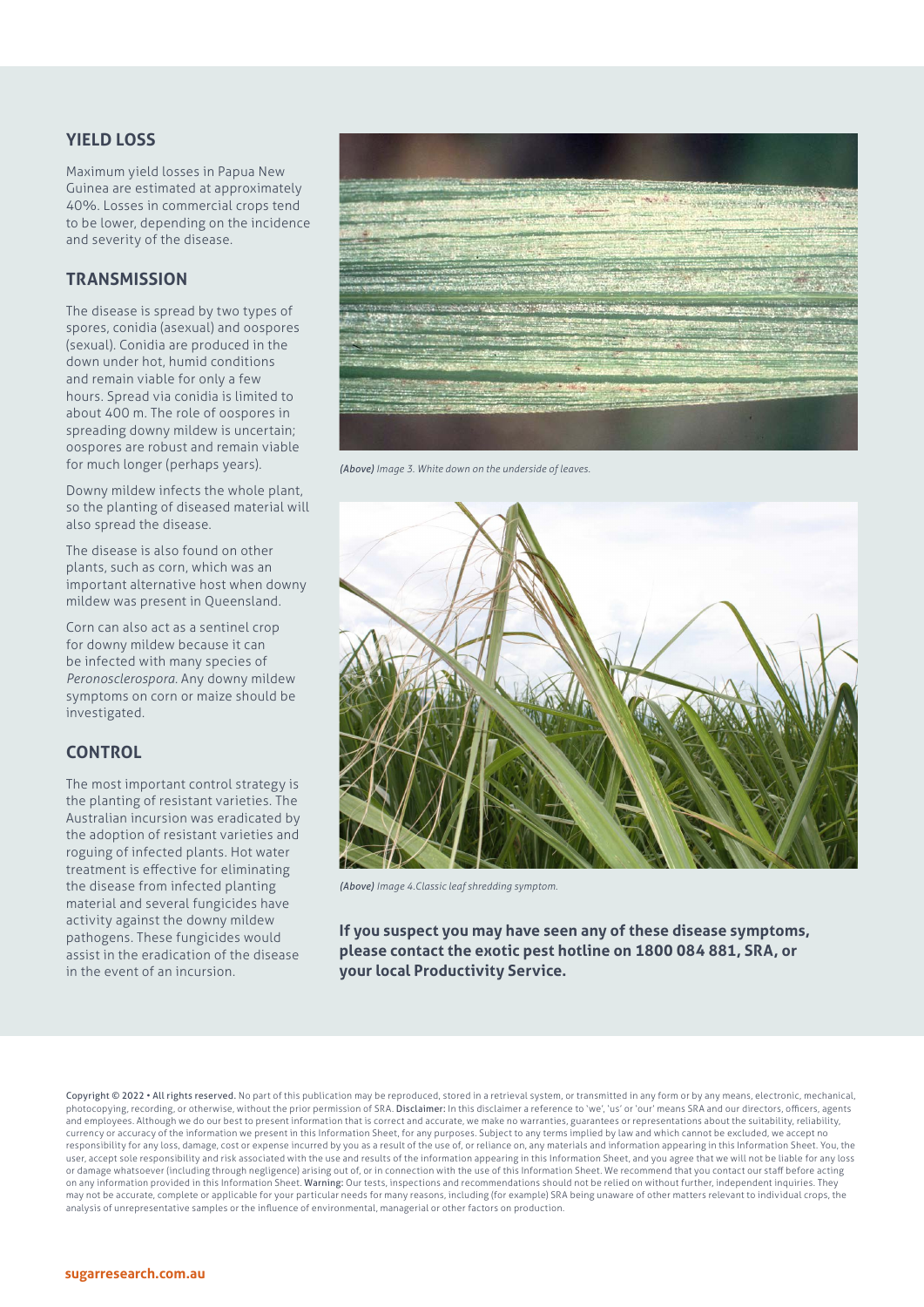## YIELD LOSS

Maximum yield losses in Papua New Guinea are estimated at approximately 40%. Losses in commercial crops tend to be lower, depending on the incidence and severity of the disease.

## TRANSMISSION

The disease is spread by two types of spores, conidia (asexual) and oospores (sexual). Conidia are produced in the down under hot, humid conditions and remain viable for only a few hours. Spread via conidia is limited to about 400 m. The role of oospores in spreading downy mildew is uncertain; oospores are robust and remain viable for much longer (perhaps years).

Downy mildew infects the whole plant, so the planting of diseased material will also spread the disease.

The disease is also found on other plants, such as corn, which was an important alternative host when downy mildew was present in Queensland.

Corn can also act as a sentinel crop for downy mildew because it can be infected with many species of *Peronosclerospora*. Any downy mildew symptoms on corn or maize should be investigated.

## CONTROL

The most important control strategy is the planting of resistant varieties. The Australian incursion was eradicated by the adoption of resistant varieties and roguing of infected plants. Hot water treatment is effective for eliminating the disease from infected planting material and several fungicides have activity against the downy mildew pathogens. These fungicides would assist in the eradication of the disease in the event of an incursion.

*(Above)* *Image 3. White down on the underside of leaves.*

*(Above)* *Image 4.Classic leaf shredding symptom.*

**If you suspect you may have seen any of these disease symptoms, please contact the exotic pest hotline on 1800 084 881, SRA, or your local Productivity Service.**

Copyright © 2022 • All rights reserved. No part of this publication may be reproduced, stored in a retrieval system, or transmitted in any form or by any means, electronic, mechanical, photocopying, recording, or otherwise, without the prior permission of SRA. Disclaimer: In this disclaimer a reference to 'we', 'us' or 'our' means SRA and our directors, officers, agents and employees. Although we do our best to present information that is correct and accurate, we make no warranties, guarantees or representations about the suitability, reliability, currency or accuracy of the information we present in this Information Sheet, for any purposes. Subject to any terms implied by law and which cannot be excluded, we accept no responsibility for any loss, damage, cost or expense incurred by you as a result of the use of, or reliance on, any materials and information appearing in this Information Sheet. You, the user, accept sole responsibility and risk associated with the use and results of the information appearing in this Information Sheet, and you agree that we will not be liable for any loss or damage whatsoever (including through negligence) arising out of, or in connection with the use of this Information Sheet. We recommend that you contact our staff before acting on any information provided in this Information Sheet. Warning: Our tests, inspections and recommendations should not be relied on without further, independent inquiries. They may not be accurate, complete or applicable for your particular needs for many reasons, including (for example) SRA being unaware of other matters relevant to individual crops, the analysis of unrepresentative samples or the influence of environmental, managerial or other factors on production.

sugarresearch.com.au